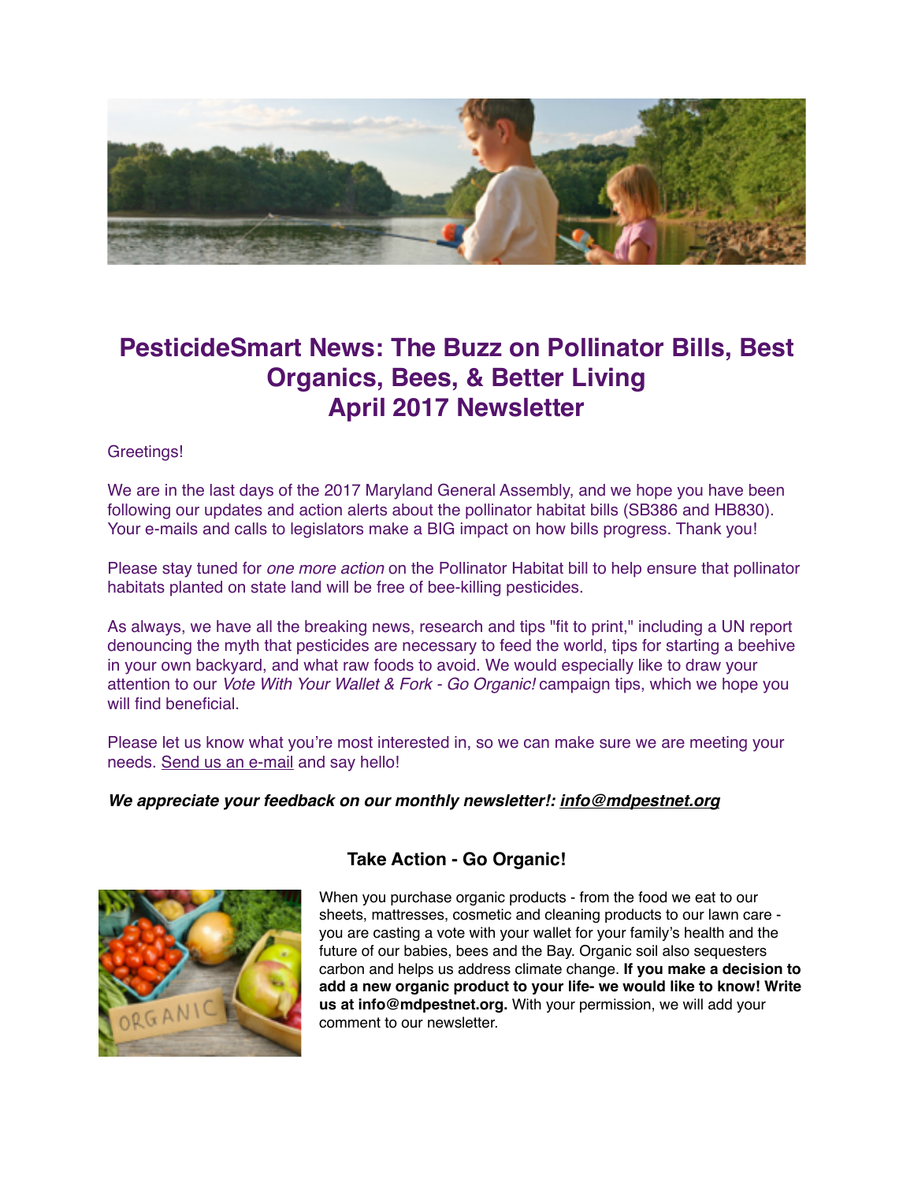# PesticideSmart News: The Buzz on Pollinator Bills, Best Organics, Bees, & Better Living
# April 2017 Newsletter

Greetings!

We are in the last days of the 2017 Maryland General Assembly, and we hope you have been following our updates and action alerts about the pollinator habitat bills (SB386 and HB830). Your e-mails and calls to legislators make a BIG impact on how bills progress. Thank you!

Please stay tuned for *one more action* on the Pollinator Habitat bill to help ensure that pollinator habitats planted on state land will be free of bee-killing pesticides.

As always, we have all the breaking news, research and tips "fit to print," including a UN report denouncing the myth that pesticides are necessary to feed the world, tips for starting a beehive in your own backyard, and what raw foods to avoid. We would especially like to draw your attention to our *Vote With Your Wallet & Fork - Go Organic!* campaign tips, which we hope you will find beneficial.

Please let us know what you're most interested in, so we can make sure we are meeting your needs. Send us an e-mail and say hello!

***We appreciate your feedback on our monthly newsletter!: info@mdpestnet.org***

### Take Action - Go Organic!

When you purchase organic products - from the food we eat to our sheets, mattresses, cosmetic and cleaning products to our lawn care - you are casting a vote with your wallet for your family's health and the future of our babies, bees and the Bay. Organic soil also sequesters carbon and helps us address climate change. **If you make a decision to add a new organic product to your life- we would like to know! Write us at info@mdpestnet.org.** With your permission, we will add your comment to our newsletter.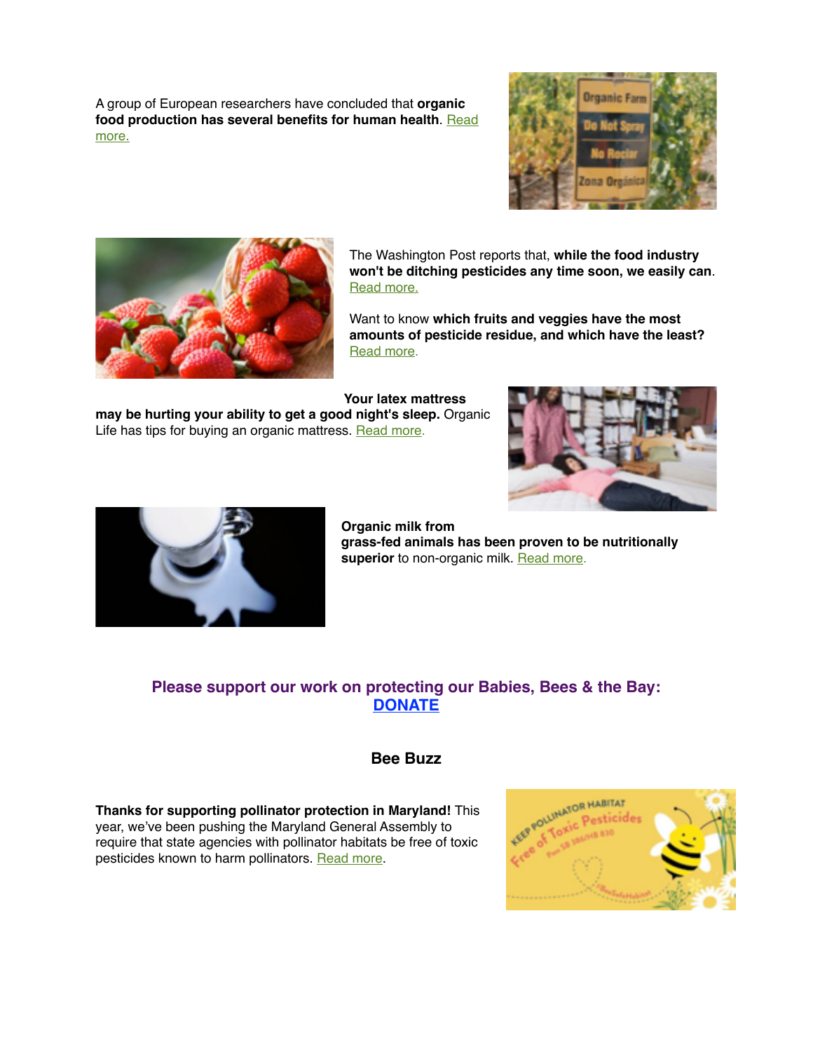A group of European researchers have concluded that **organic food production has several benefits for human health**. Read more.

The Washington Post reports that, **while the food industry won't be ditching pesticides any time soon, we easily can**. Read more.

Want to know **which fruits and veggies have the most amounts of pesticide residue, and which have the least?** Read more.

**Your latex mattress may be hurting your ability to get a good night's sleep.** Organic Life has tips for buying an organic mattress. Read more.

**Organic milk from grass-fed animals has been proven to be nutritionally superior** to non-organic milk. Read more.

**Please support our work on protecting our Babies, Bees & the Bay: DONATE**

## Bee Buzz

**Thanks for supporting pollinator protection in Maryland!** This year, we've been pushing the Maryland General Assembly to require that state agencies with pollinator habitats be free of toxic pesticides known to harm pollinators. Read more.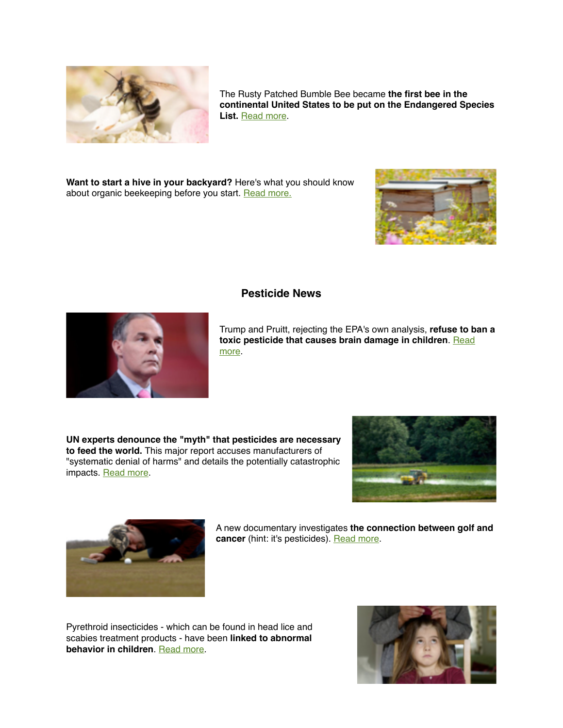The Rusty Patched Bumble Bee became **the first bee in the continental United States to be put on the Endangered Species List.** Read more.

**Want to start a hive in your backyard?** Here's what you should know about organic beekeeping before you start. Read more.

## Pesticide News

Trump and Pruitt, rejecting the EPA's own analysis, **refuse to ban a toxic pesticide that causes brain damage in children**. Read more.

**UN experts denounce the "myth" that pesticides are necessary to feed the world.** This major report accuses manufacturers of "systematic denial of harms" and details the potentially catastrophic impacts. Read more.

A new documentary investigates **the connection between golf and cancer** (hint: it's pesticides). Read more.

Pyrethroid insecticides - which can be found in head lice and scabies treatment products - have been **linked to abnormal behavior in children**. Read more.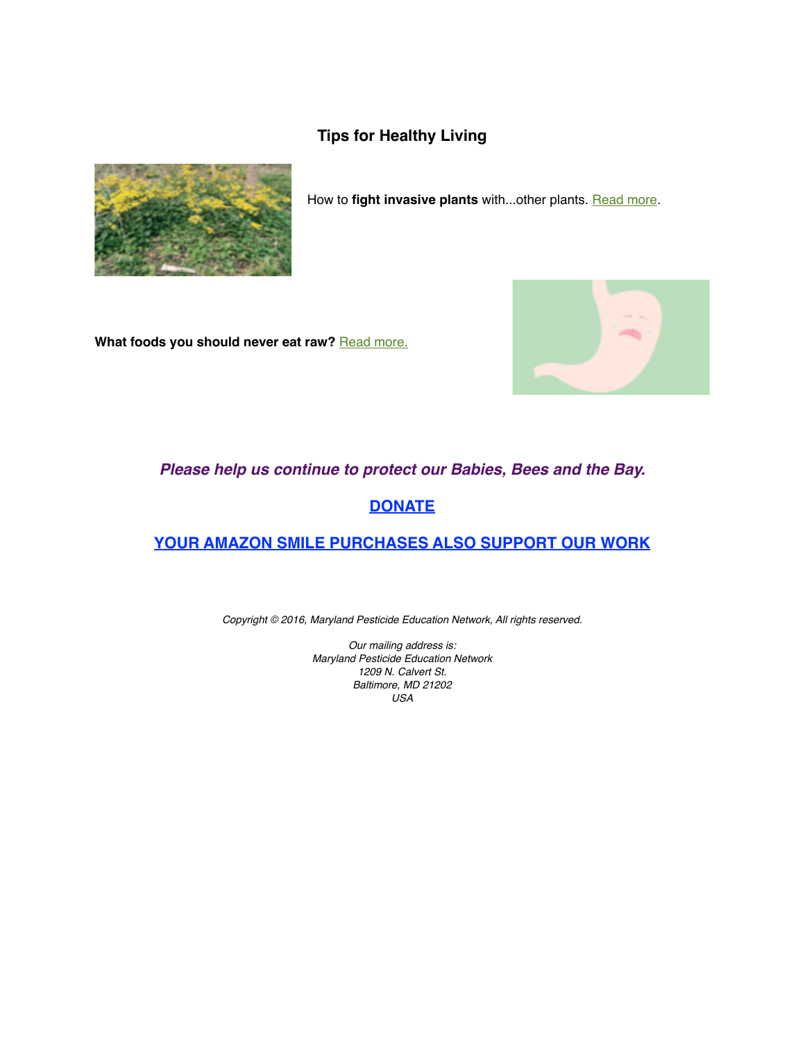### Tips for Healthy Living

How to **fight invasive plants** with...other plants. Read more.

**What foods you should never eat raw?** Read more.

***Please help us continue to protect our Babies, Bees and the Bay.***

**DONATE**

**YOUR AMAZON SMILE PURCHASES ALSO SUPPORT OUR WORK**

*Copyright © 2016, Maryland Pesticide Education Network, All rights reserved.*

*Our mailing address is:*
*Maryland Pesticide Education Network*
*1209 N. Calvert St.*
*Baltimore, MD 21202*
*USA*